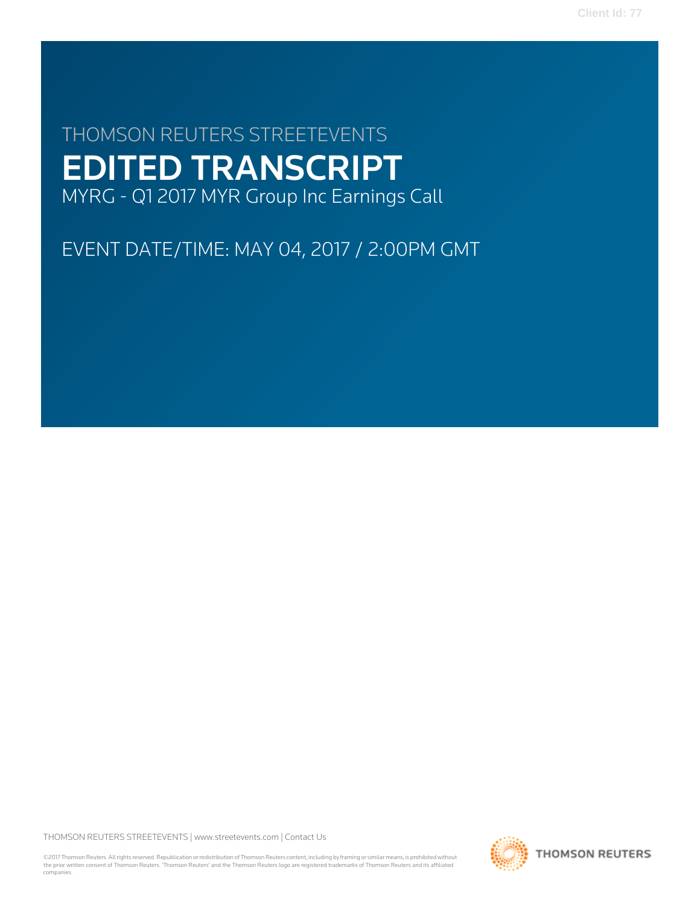THOMSON REUTERS STREETEVENTS

# EDITED TRANSCRIPT

MYRG - Q1 2017 MYR Group Inc Earnings Call

EVENT DATE/TIME: MAY 04, 2017 / 2:00PM GMT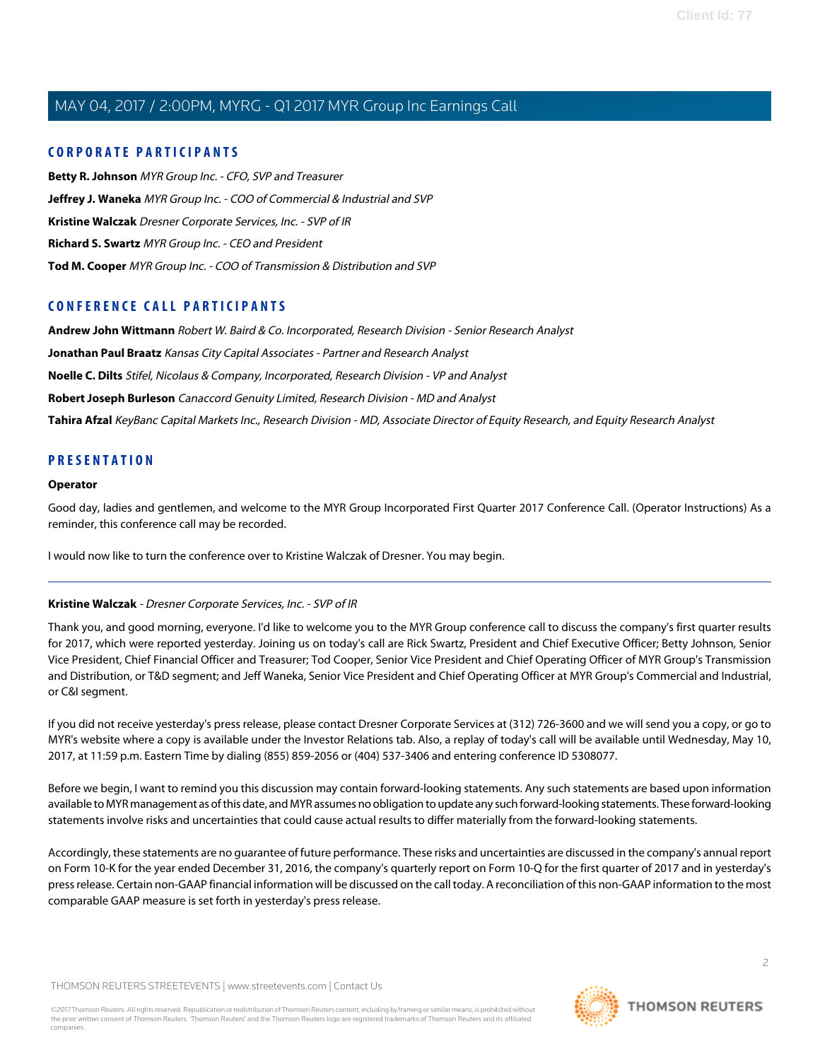## CORPORATE PARTICIPANTS

**Betty R. Johnson** *MYR Group Inc. - CFO, SVP and Treasurer*

**Jeffrey J. Waneka** *MYR Group Inc. - COO of Commercial & Industrial and SVP*

**Kristine Walczak** *Dresner Corporate Services, Inc. - SVP of IR*

**Richard S. Swartz** *MYR Group Inc. - CEO and President*

**Tod M. Cooper** *MYR Group Inc. - COO of Transmission & Distribution and SVP*

## CONFERENCE CALL PARTICIPANTS

**Andrew John Wittmann** *Robert W. Baird & Co. Incorporated, Research Division - Senior Research Analyst*

**Jonathan Paul Braatz** *Kansas City Capital Associates - Partner and Research Analyst*

**Noelle C. Dilts** *Stifel, Nicolaus & Company, Incorporated, Research Division - VP and Analyst*

**Robert Joseph Burleson** *Canaccord Genuity Limited, Research Division - MD and Analyst*

**Tahira Afzal** *KeyBanc Capital Markets Inc., Research Division - MD, Associate Director of Equity Research, and Equity Research Analyst*

## PRESENTATION

**Operator**

Good day, ladies and gentlemen, and welcome to the MYR Group Incorporated First Quarter 2017 Conference Call. (Operator Instructions) As a reminder, this conference call may be recorded.

I would now like to turn the conference over to Kristine Walczak of Dresner. You may begin.

---

**Kristine Walczak** - *Dresner Corporate Services, Inc. - SVP of IR*

Thank you, and good morning, everyone. I'd like to welcome you to the MYR Group conference call to discuss the company's first quarter results for 2017, which were reported yesterday. Joining us on today's call are Rick Swartz, President and Chief Executive Officer; Betty Johnson, Senior Vice President, Chief Financial Officer and Treasurer; Tod Cooper, Senior Vice President and Chief Operating Officer of MYR Group's Transmission and Distribution, or T&D segment; and Jeff Waneka, Senior Vice President and Chief Operating Officer at MYR Group's Commercial and Industrial, or C&I segment.

If you did not receive yesterday's press release, please contact Dresner Corporate Services at (312) 726-3600 and we will send you a copy, or go to MYR's website where a copy is available under the Investor Relations tab. Also, a replay of today's call will be available until Wednesday, May 10, 2017, at 11:59 p.m. Eastern Time by dialing (855) 859-2056 or (404) 537-3406 and entering conference ID 5308077.

Before we begin, I want to remind you this discussion may contain forward-looking statements. Any such statements are based upon information available to MYR management as of this date, and MYR assumes no obligation to update any such forward-looking statements. These forward-looking statements involve risks and uncertainties that could cause actual results to differ materially from the forward-looking statements.

Accordingly, these statements are no guarantee of future performance. These risks and uncertainties are discussed in the company's annual report on Form 10-K for the year ended December 31, 2016, the company's quarterly report on Form 10-Q for the first quarter of 2017 and in yesterday's press release. Certain non-GAAP financial information will be discussed on the call today. A reconciliation of this non-GAAP information to the most comparable GAAP measure is set forth in yesterday's press release.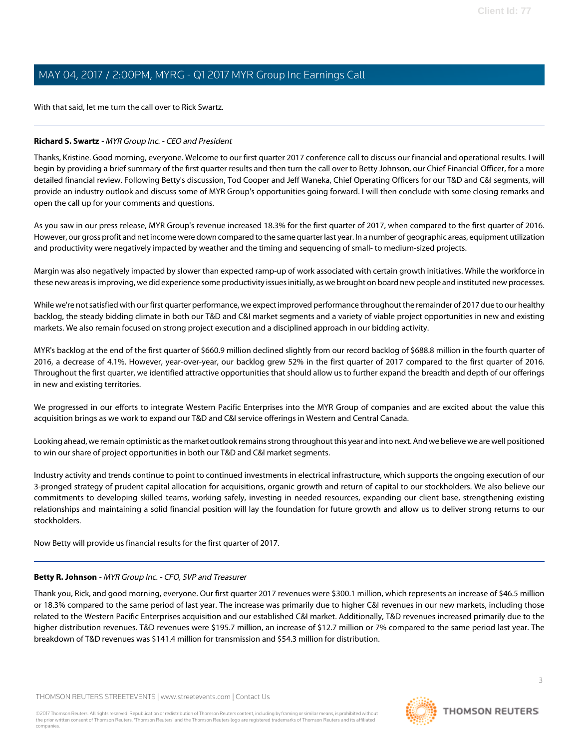With that said, let me turn the call over to Rick Swartz.

---

**Richard S. Swartz** - *MYR Group Inc. - CEO and President*

Thanks, Kristine. Good morning, everyone. Welcome to our first quarter 2017 conference call to discuss our financial and operational results. I will begin by providing a brief summary of the first quarter results and then turn the call over to Betty Johnson, our Chief Financial Officer, for a more detailed financial review. Following Betty's discussion, Tod Cooper and Jeff Waneka, Chief Operating Officers for our T&D and C&I segments, will provide an industry outlook and discuss some of MYR Group's opportunities going forward. I will then conclude with some closing remarks and open the call up for your comments and questions.

As you saw in our press release, MYR Group's revenue increased 18.3% for the first quarter of 2017, when compared to the first quarter of 2016. However, our gross profit and net income were down compared to the same quarter last year. In a number of geographic areas, equipment utilization and productivity were negatively impacted by weather and the timing and sequencing of small- to medium-sized projects.

Margin was also negatively impacted by slower than expected ramp-up of work associated with certain growth initiatives. While the workforce in these new areas is improving, we did experience some productivity issues initially, as we brought on board new people and instituted new processes.

While we're not satisfied with our first quarter performance, we expect improved performance throughout the remainder of 2017 due to our healthy backlog, the steady bidding climate in both our T&D and C&I market segments and a variety of viable project opportunities in new and existing markets. We also remain focused on strong project execution and a disciplined approach in our bidding activity.

MYR's backlog at the end of the first quarter of $660.9 million declined slightly from our record backlog of $688.8 million in the fourth quarter of 2016, a decrease of 4.1%. However, year-over-year, our backlog grew 52% in the first quarter of 2017 compared to the first quarter of 2016. Throughout the first quarter, we identified attractive opportunities that should allow us to further expand the breadth and depth of our offerings in new and existing territories.

We progressed in our efforts to integrate Western Pacific Enterprises into the MYR Group of companies and are excited about the value this acquisition brings as we work to expand our T&D and C&I service offerings in Western and Central Canada.

Looking ahead, we remain optimistic as the market outlook remains strong throughout this year and into next. And we believe we are well positioned to win our share of project opportunities in both our T&D and C&I market segments.

Industry activity and trends continue to point to continued investments in electrical infrastructure, which supports the ongoing execution of our 3-pronged strategy of prudent capital allocation for acquisitions, organic growth and return of capital to our stockholders. We also believe our commitments to developing skilled teams, working safely, investing in needed resources, expanding our client base, strengthening existing relationships and maintaining a solid financial position will lay the foundation for future growth and allow us to deliver strong returns to our stockholders.

Now Betty will provide us financial results for the first quarter of 2017.

---

**Betty R. Johnson** - *MYR Group Inc. - CFO, SVP and Treasurer*

Thank you, Rick, and good morning, everyone. Our first quarter 2017 revenues were $300.1 million, which represents an increase of $46.5 million or 18.3% compared to the same period of last year. The increase was primarily due to higher C&I revenues in our new markets, including those related to the Western Pacific Enterprises acquisition and our established C&I market. Additionally, T&D revenues increased primarily due to the higher distribution revenues. T&D revenues were $195.7 million, an increase of $12.7 million or 7% compared to the same period last year. The breakdown of T&D revenues was $141.4 million for transmission and $54.3 million for distribution.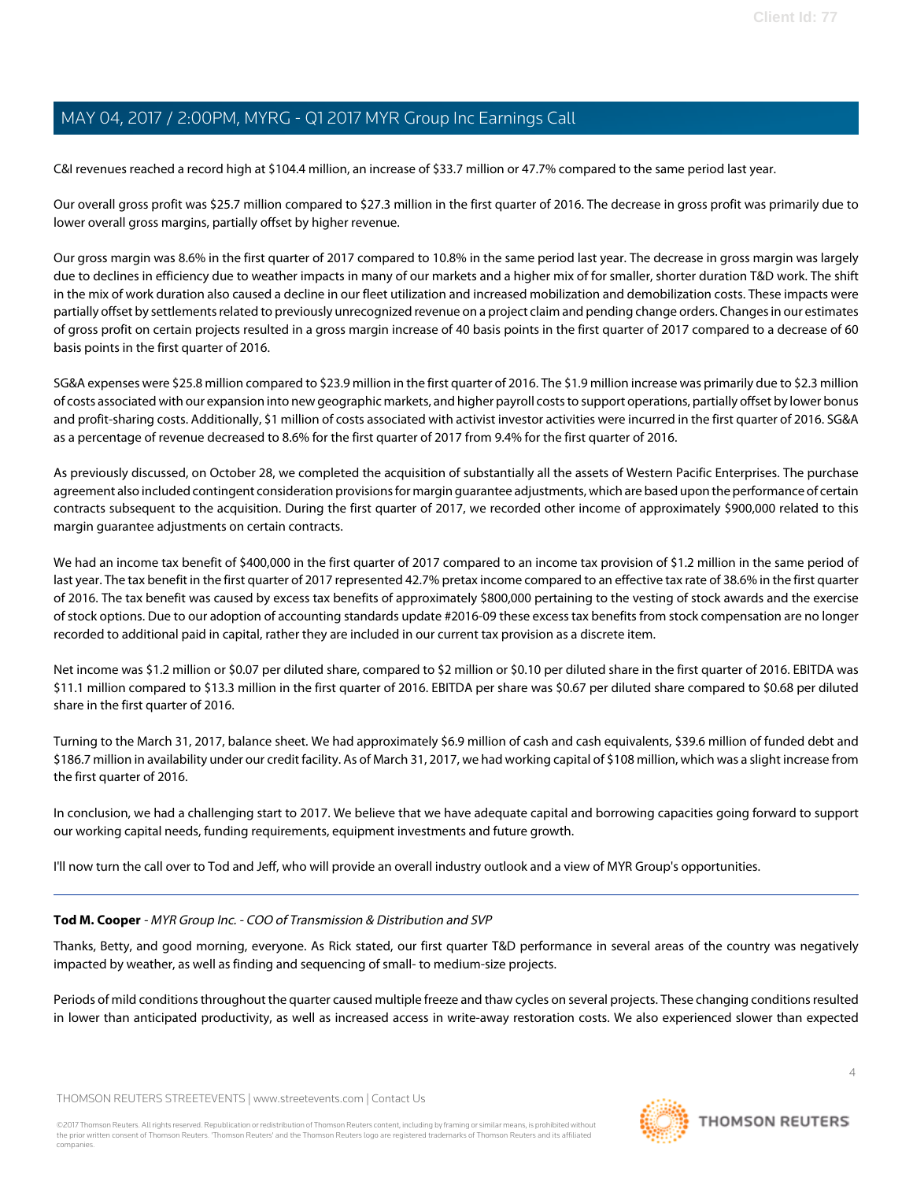C&I revenues reached a record high at $104.4 million, an increase of $33.7 million or 47.7% compared to the same period last year.

Our overall gross profit was $25.7 million compared to $27.3 million in the first quarter of 2016. The decrease in gross profit was primarily due to lower overall gross margins, partially offset by higher revenue.

Our gross margin was 8.6% in the first quarter of 2017 compared to 10.8% in the same period last year. The decrease in gross margin was largely due to declines in efficiency due to weather impacts in many of our markets and a higher mix of for smaller, shorter duration T&D work. The shift in the mix of work duration also caused a decline in our fleet utilization and increased mobilization and demobilization costs. These impacts were partially offset by settlements related to previously unrecognized revenue on a project claim and pending change orders. Changes in our estimates of gross profit on certain projects resulted in a gross margin increase of 40 basis points in the first quarter of 2017 compared to a decrease of 60 basis points in the first quarter of 2016.

SG&A expenses were $25.8 million compared to $23.9 million in the first quarter of 2016. The $1.9 million increase was primarily due to $2.3 million of costs associated with our expansion into new geographic markets, and higher payroll costs to support operations, partially offset by lower bonus and profit-sharing costs. Additionally, $1 million of costs associated with activist investor activities were incurred in the first quarter of 2016. SG&A as a percentage of revenue decreased to 8.6% for the first quarter of 2017 from 9.4% for the first quarter of 2016.

As previously discussed, on October 28, we completed the acquisition of substantially all the assets of Western Pacific Enterprises. The purchase agreement also included contingent consideration provisions for margin guarantee adjustments, which are based upon the performance of certain contracts subsequent to the acquisition. During the first quarter of 2017, we recorded other income of approximately $900,000 related to this margin guarantee adjustments on certain contracts.

We had an income tax benefit of $400,000 in the first quarter of 2017 compared to an income tax provision of $1.2 million in the same period of last year. The tax benefit in the first quarter of 2017 represented 42.7% pretax income compared to an effective tax rate of 38.6% in the first quarter of 2016. The tax benefit was caused by excess tax benefits of approximately $800,000 pertaining to the vesting of stock awards and the exercise of stock options. Due to our adoption of accounting standards update #2016-09 these excess tax benefits from stock compensation are no longer recorded to additional paid in capital, rather they are included in our current tax provision as a discrete item.

Net income was $1.2 million or $0.07 per diluted share, compared to $2 million or $0.10 per diluted share in the first quarter of 2016. EBITDA was $11.1 million compared to $13.3 million in the first quarter of 2016. EBITDA per share was $0.67 per diluted share compared to $0.68 per diluted share in the first quarter of 2016.

Turning to the March 31, 2017, balance sheet. We had approximately $6.9 million of cash and cash equivalents, $39.6 million of funded debt and $186.7 million in availability under our credit facility. As of March 31, 2017, we had working capital of $108 million, which was a slight increase from the first quarter of 2016.

In conclusion, we had a challenging start to 2017. We believe that we have adequate capital and borrowing capacities going forward to support our working capital needs, funding requirements, equipment investments and future growth.

I'll now turn the call over to Tod and Jeff, who will provide an overall industry outlook and a view of MYR Group's opportunities.

---

**Tod M. Cooper** - *MYR Group Inc. - COO of Transmission & Distribution and SVP*

Thanks, Betty, and good morning, everyone. As Rick stated, our first quarter T&D performance in several areas of the country was negatively impacted by weather, as well as finding and sequencing of small- to medium-size projects.

Periods of mild conditions throughout the quarter caused multiple freeze and thaw cycles on several projects. These changing conditions resulted in lower than anticipated productivity, as well as increased access in write-away restoration costs. We also experienced slower than expected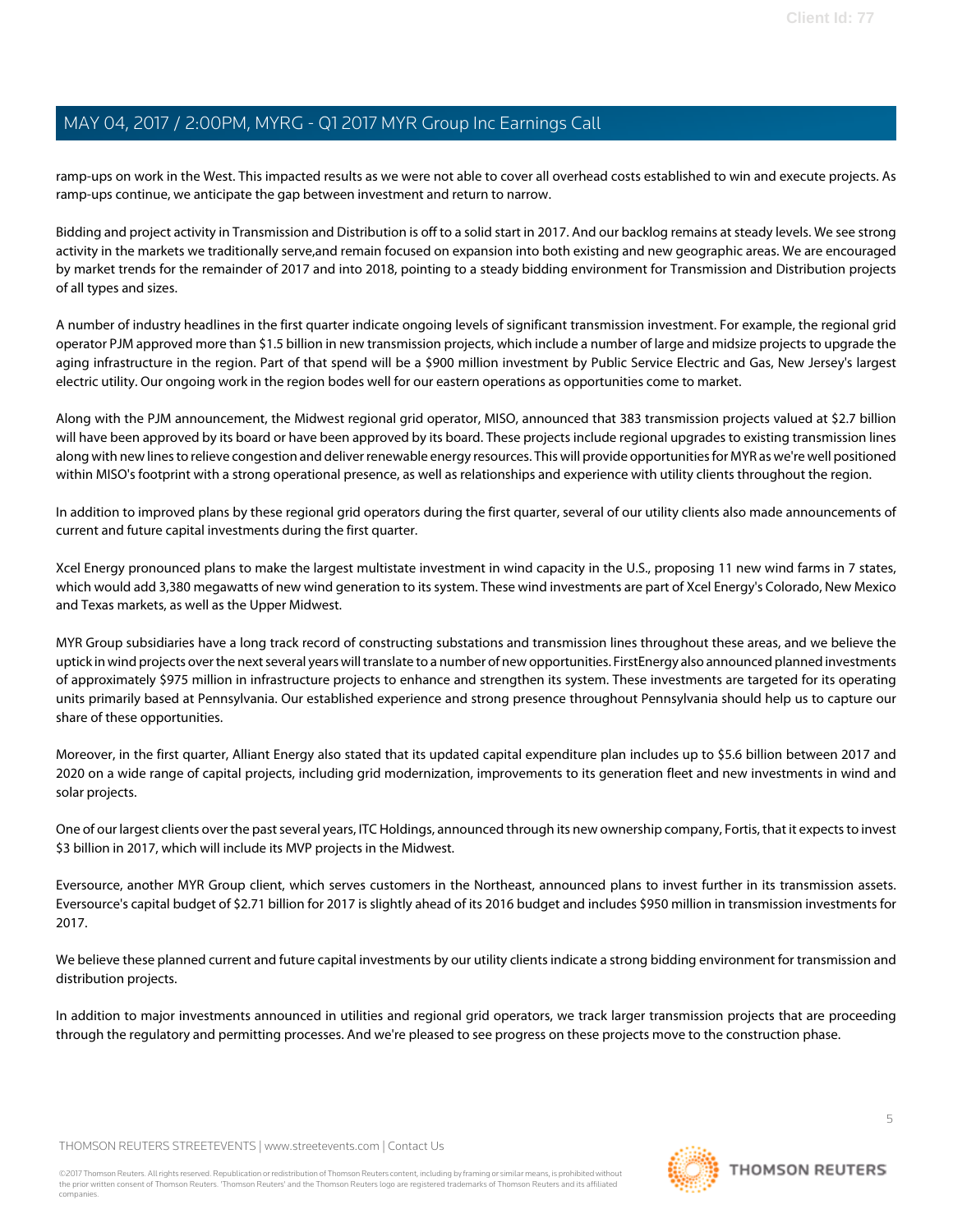ramp-ups on work in the West. This impacted results as we were not able to cover all overhead costs established to win and execute projects. As ramp-ups continue, we anticipate the gap between investment and return to narrow.

Bidding and project activity in Transmission and Distribution is off to a solid start in 2017. And our backlog remains at steady levels. We see strong activity in the markets we traditionally serve,and remain focused on expansion into both existing and new geographic areas. We are encouraged by market trends for the remainder of 2017 and into 2018, pointing to a steady bidding environment for Transmission and Distribution projects of all types and sizes.

A number of industry headlines in the first quarter indicate ongoing levels of significant transmission investment. For example, the regional grid operator PJM approved more than $1.5 billion in new transmission projects, which include a number of large and midsize projects to upgrade the aging infrastructure in the region. Part of that spend will be a $900 million investment by Public Service Electric and Gas, New Jersey's largest electric utility. Our ongoing work in the region bodes well for our eastern operations as opportunities come to market.

Along with the PJM announcement, the Midwest regional grid operator, MISO, announced that 383 transmission projects valued at $2.7 billion will have been approved by its board or have been approved by its board. These projects include regional upgrades to existing transmission lines along with new lines to relieve congestion and deliver renewable energy resources. This will provide opportunities for MYR as we're well positioned within MISO's footprint with a strong operational presence, as well as relationships and experience with utility clients throughout the region.

In addition to improved plans by these regional grid operators during the first quarter, several of our utility clients also made announcements of current and future capital investments during the first quarter.

Xcel Energy pronounced plans to make the largest multistate investment in wind capacity in the U.S., proposing 11 new wind farms in 7 states, which would add 3,380 megawatts of new wind generation to its system. These wind investments are part of Xcel Energy's Colorado, New Mexico and Texas markets, as well as the Upper Midwest.

MYR Group subsidiaries have a long track record of constructing substations and transmission lines throughout these areas, and we believe the uptick in wind projects over the next several years will translate to a number of new opportunities. FirstEnergy also announced planned investments of approximately $975 million in infrastructure projects to enhance and strengthen its system. These investments are targeted for its operating units primarily based at Pennsylvania. Our established experience and strong presence throughout Pennsylvania should help us to capture our share of these opportunities.

Moreover, in the first quarter, Alliant Energy also stated that its updated capital expenditure plan includes up to $5.6 billion between 2017 and 2020 on a wide range of capital projects, including grid modernization, improvements to its generation fleet and new investments in wind and solar projects.

One of our largest clients over the past several years, ITC Holdings, announced through its new ownership company, Fortis, that it expects to invest $3 billion in 2017, which will include its MVP projects in the Midwest.

Eversource, another MYR Group client, which serves customers in the Northeast, announced plans to invest further in its transmission assets. Eversource's capital budget of $2.71 billion for 2017 is slightly ahead of its 2016 budget and includes $950 million in transmission investments for 2017.

We believe these planned current and future capital investments by our utility clients indicate a strong bidding environment for transmission and distribution projects.

In addition to major investments announced in utilities and regional grid operators, we track larger transmission projects that are proceeding through the regulatory and permitting processes. And we're pleased to see progress on these projects move to the construction phase.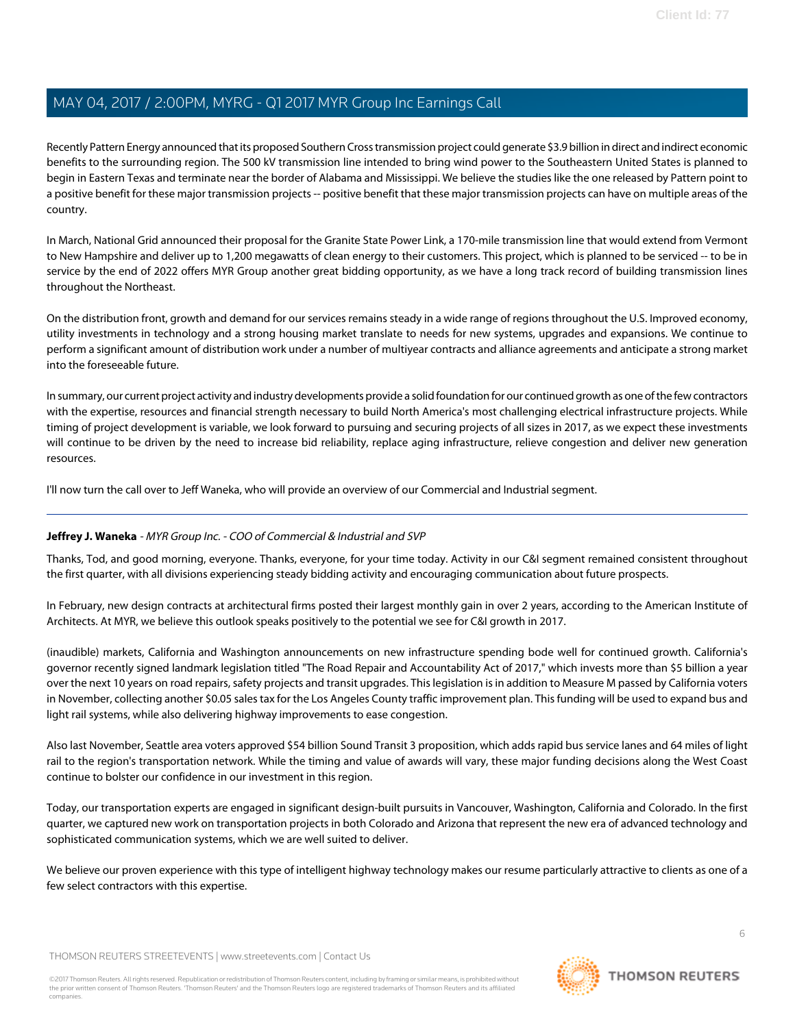Recently Pattern Energy announced that its proposed Southern Cross transmission project could generate $3.9 billion in direct and indirect economic benefits to the surrounding region. The 500 kV transmission line intended to bring wind power to the Southeastern United States is planned to begin in Eastern Texas and terminate near the border of Alabama and Mississippi. We believe the studies like the one released by Pattern point to a positive benefit for these major transmission projects -- positive benefit that these major transmission projects can have on multiple areas of the country.

In March, National Grid announced their proposal for the Granite State Power Link, a 170-mile transmission line that would extend from Vermont to New Hampshire and deliver up to 1,200 megawatts of clean energy to their customers. This project, which is planned to be serviced -- to be in service by the end of 2022 offers MYR Group another great bidding opportunity, as we have a long track record of building transmission lines throughout the Northeast.

On the distribution front, growth and demand for our services remains steady in a wide range of regions throughout the U.S. Improved economy, utility investments in technology and a strong housing market translate to needs for new systems, upgrades and expansions. We continue to perform a significant amount of distribution work under a number of multiyear contracts and alliance agreements and anticipate a strong market into the foreseeable future.

In summary, our current project activity and industry developments provide a solid foundation for our continued growth as one of the few contractors with the expertise, resources and financial strength necessary to build North America's most challenging electrical infrastructure projects. While timing of project development is variable, we look forward to pursuing and securing projects of all sizes in 2017, as we expect these investments will continue to be driven by the need to increase bid reliability, replace aging infrastructure, relieve congestion and deliver new generation resources.

I'll now turn the call over to Jeff Waneka, who will provide an overview of our Commercial and Industrial segment.

---

**Jeffrey J. Waneka** *- MYR Group Inc. - COO of Commercial & Industrial and SVP*

Thanks, Tod, and good morning, everyone. Thanks, everyone, for your time today. Activity in our C&I segment remained consistent throughout the first quarter, with all divisions experiencing steady bidding activity and encouraging communication about future prospects.

In February, new design contracts at architectural firms posted their largest monthly gain in over 2 years, according to the American Institute of Architects. At MYR, we believe this outlook speaks positively to the potential we see for C&I growth in 2017.

(inaudible) markets, California and Washington announcements on new infrastructure spending bode well for continued growth. California's governor recently signed landmark legislation titled "The Road Repair and Accountability Act of 2017," which invests more than $5 billion a year over the next 10 years on road repairs, safety projects and transit upgrades. This legislation is in addition to Measure M passed by California voters in November, collecting another $0.05 sales tax for the Los Angeles County traffic improvement plan. This funding will be used to expand bus and light rail systems, while also delivering highway improvements to ease congestion.

Also last November, Seattle area voters approved $54 billion Sound Transit 3 proposition, which adds rapid bus service lanes and 64 miles of light rail to the region's transportation network. While the timing and value of awards will vary, these major funding decisions along the West Coast continue to bolster our confidence in our investment in this region.

Today, our transportation experts are engaged in significant design-built pursuits in Vancouver, Washington, California and Colorado. In the first quarter, we captured new work on transportation projects in both Colorado and Arizona that represent the new era of advanced technology and sophisticated communication systems, which we are well suited to deliver.

We believe our proven experience with this type of intelligent highway technology makes our resume particularly attractive to clients as one of a few select contractors with this expertise.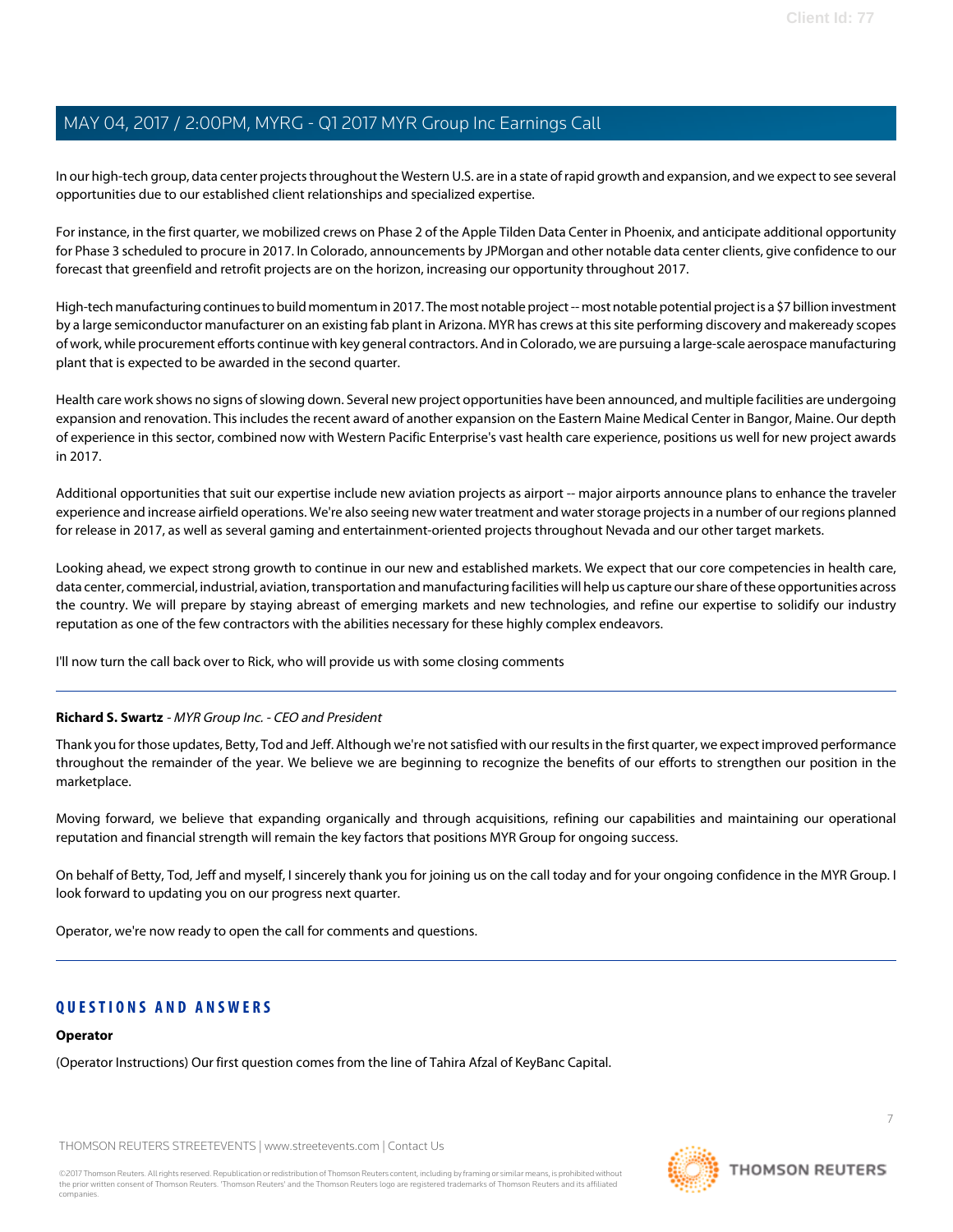In our high-tech group, data center projects throughout the Western U.S. are in a state of rapid growth and expansion, and we expect to see several opportunities due to our established client relationships and specialized expertise.

For instance, in the first quarter, we mobilized crews on Phase 2 of the Apple Tilden Data Center in Phoenix, and anticipate additional opportunity for Phase 3 scheduled to procure in 2017. In Colorado, announcements by JPMorgan and other notable data center clients, give confidence to our forecast that greenfield and retrofit projects are on the horizon, increasing our opportunity throughout 2017.

High-tech manufacturing continues to build momentum in 2017. The most notable project -- most notable potential project is a $7 billion investment by a large semiconductor manufacturer on an existing fab plant in Arizona. MYR has crews at this site performing discovery and makeready scopes of work, while procurement efforts continue with key general contractors. And in Colorado, we are pursuing a large-scale aerospace manufacturing plant that is expected to be awarded in the second quarter.

Health care work shows no signs of slowing down. Several new project opportunities have been announced, and multiple facilities are undergoing expansion and renovation. This includes the recent award of another expansion on the Eastern Maine Medical Center in Bangor, Maine. Our depth of experience in this sector, combined now with Western Pacific Enterprise's vast health care experience, positions us well for new project awards in 2017.

Additional opportunities that suit our expertise include new aviation projects as airport -- major airports announce plans to enhance the traveler experience and increase airfield operations. We're also seeing new water treatment and water storage projects in a number of our regions planned for release in 2017, as well as several gaming and entertainment-oriented projects throughout Nevada and our other target markets.

Looking ahead, we expect strong growth to continue in our new and established markets. We expect that our core competencies in health care, data center, commercial, industrial, aviation, transportation and manufacturing facilities will help us capture our share of these opportunities across the country. We will prepare by staying abreast of emerging markets and new technologies, and refine our expertise to solidify our industry reputation as one of the few contractors with the abilities necessary for these highly complex endeavors.

I'll now turn the call back over to Rick, who will provide us with some closing comments

---

**Richard S. Swartz** - *MYR Group Inc. - CEO and President*

Thank you for those updates, Betty, Tod and Jeff. Although we're not satisfied with our results in the first quarter, we expect improved performance throughout the remainder of the year. We believe we are beginning to recognize the benefits of our efforts to strengthen our position in the marketplace.

Moving forward, we believe that expanding organically and through acquisitions, refining our capabilities and maintaining our operational reputation and financial strength will remain the key factors that positions MYR Group for ongoing success.

On behalf of Betty, Tod, Jeff and myself, I sincerely thank you for joining us on the call today and for your ongoing confidence in the MYR Group. I look forward to updating you on our progress next quarter.

Operator, we're now ready to open the call for comments and questions.

---

## QUESTIONS AND ANSWERS

**Operator**

(Operator Instructions) Our first question comes from the line of Tahira Afzal of KeyBanc Capital.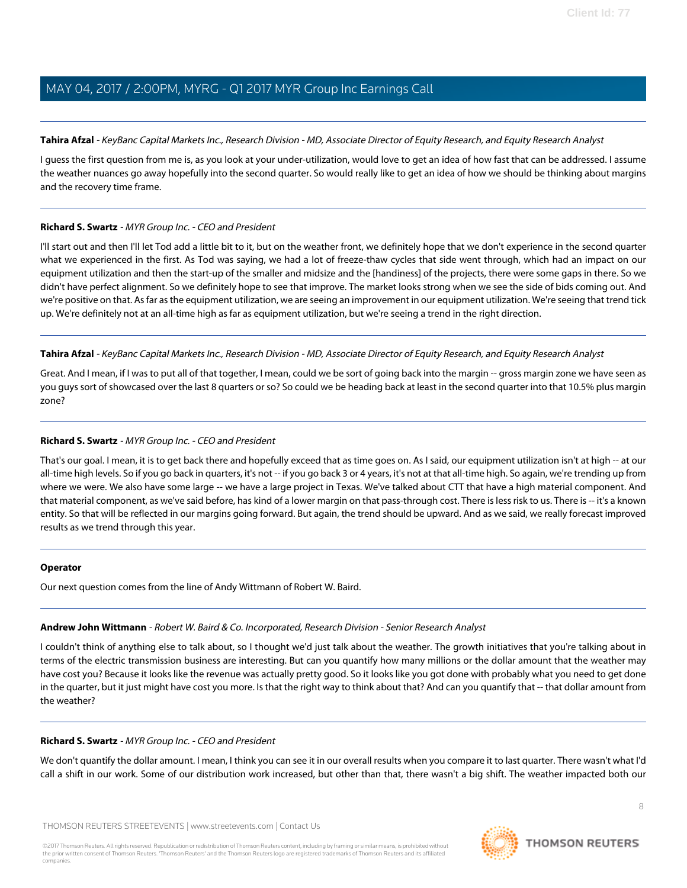**Tahira Afzal** - *KeyBanc Capital Markets Inc., Research Division - MD, Associate Director of Equity Research, and Equity Research Analyst*

I guess the first question from me is, as you look at your under-utilization, would love to get an idea of how fast that can be addressed. I assume the weather nuances go away hopefully into the second quarter. So would really like to get an idea of how we should be thinking about margins and the recovery time frame.

---

**Richard S. Swartz** - *MYR Group Inc. - CEO and President*

I'll start out and then I'll let Tod add a little bit to it, but on the weather front, we definitely hope that we don't experience in the second quarter what we experienced in the first. As Tod was saying, we had a lot of freeze-thaw cycles that side went through, which had an impact on our equipment utilization and then the start-up of the smaller and midsize and the [handiness] of the projects, there were some gaps in there. So we didn't have perfect alignment. So we definitely hope to see that improve. The market looks strong when we see the side of bids coming out. And we're positive on that. As far as the equipment utilization, we are seeing an improvement in our equipment utilization. We're seeing that trend tick up. We're definitely not at an all-time high as far as equipment utilization, but we're seeing a trend in the right direction.

---

**Tahira Afzal** - *KeyBanc Capital Markets Inc., Research Division - MD, Associate Director of Equity Research, and Equity Research Analyst*

Great. And I mean, if I was to put all of that together, I mean, could we be sort of going back into the margin -- gross margin zone we have seen as you guys sort of showcased over the last 8 quarters or so? So could we be heading back at least in the second quarter into that 10.5% plus margin zone?

---

**Richard S. Swartz** - *MYR Group Inc. - CEO and President*

That's our goal. I mean, it is to get back there and hopefully exceed that as time goes on. As I said, our equipment utilization isn't at high -- at our all-time high levels. So if you go back in quarters, it's not -- if you go back 3 or 4 years, it's not at that all-time high. So again, we're trending up from where we were. We also have some large -- we have a large project in Texas. We've talked about CTT that have a high material component. And that material component, as we've said before, has kind of a lower margin on that pass-through cost. There is less risk to us. There is -- it's a known entity. So that will be reflected in our margins going forward. But again, the trend should be upward. And as we said, we really forecast improved results as we trend through this year.

---

**Operator**

Our next question comes from the line of Andy Wittmann of Robert W. Baird.

---

**Andrew John Wittmann** - *Robert W. Baird & Co. Incorporated, Research Division - Senior Research Analyst*

I couldn't think of anything else to talk about, so I thought we'd just talk about the weather. The growth initiatives that you're talking about in terms of the electric transmission business are interesting. But can you quantify how many millions or the dollar amount that the weather may have cost you? Because it looks like the revenue was actually pretty good. So it looks like you got done with probably what you need to get done in the quarter, but it just might have cost you more. Is that the right way to think about that? And can you quantify that -- that dollar amount from the weather?

---

**Richard S. Swartz** - *MYR Group Inc. - CEO and President*

We don't quantify the dollar amount. I mean, I think you can see it in our overall results when you compare it to last quarter. There wasn't what I'd call a shift in our work. Some of our distribution work increased, but other than that, there wasn't a big shift. The weather impacted both our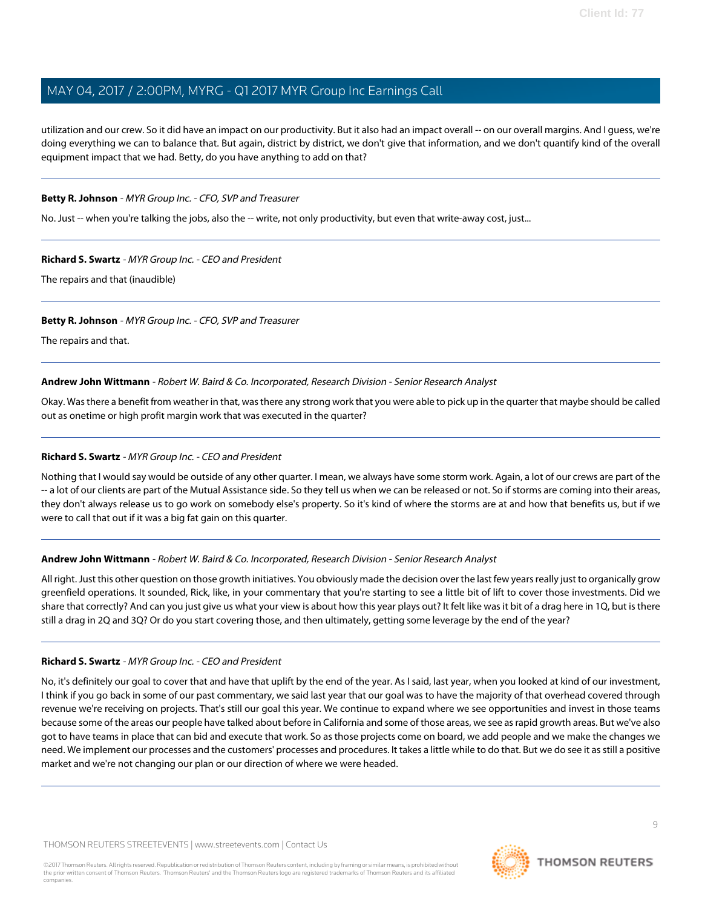utilization and our crew. So it did have an impact on our productivity. But it also had an impact overall -- on our overall margins. And I guess, we're doing everything we can to balance that. But again, district by district, we don't give that information, and we don't quantify kind of the overall equipment impact that we had. Betty, do you have anything to add on that?

---

**Betty R. Johnson** - *MYR Group Inc. - CFO, SVP and Treasurer*

No. Just -- when you're talking the jobs, also the -- write, not only productivity, but even that write-away cost, just...

---

**Richard S. Swartz** - *MYR Group Inc. - CEO and President*

The repairs and that (inaudible)

---

**Betty R. Johnson** - *MYR Group Inc. - CFO, SVP and Treasurer*

The repairs and that.

---

**Andrew John Wittmann** - *Robert W. Baird & Co. Incorporated, Research Division - Senior Research Analyst*

Okay. Was there a benefit from weather in that, was there any strong work that you were able to pick up in the quarter that maybe should be called out as onetime or high profit margin work that was executed in the quarter?

---

**Richard S. Swartz** - *MYR Group Inc. - CEO and President*

Nothing that I would say would be outside of any other quarter. I mean, we always have some storm work. Again, a lot of our crews are part of the -- a lot of our clients are part of the Mutual Assistance side. So they tell us when we can be released or not. So if storms are coming into their areas, they don't always release us to go work on somebody else's property. So it's kind of where the storms are at and how that benefits us, but if we were to call that out if it was a big fat gain on this quarter.

---

**Andrew John Wittmann** - *Robert W. Baird & Co. Incorporated, Research Division - Senior Research Analyst*

All right. Just this other question on those growth initiatives. You obviously made the decision over the last few years really just to organically grow greenfield operations. It sounded, Rick, like, in your commentary that you're starting to see a little bit of lift to cover those investments. Did we share that correctly? And can you just give us what your view is about how this year plays out? It felt like was it bit of a drag here in 1Q, but is there still a drag in 2Q and 3Q? Or do you start covering those, and then ultimately, getting some leverage by the end of the year?

---

**Richard S. Swartz** - *MYR Group Inc. - CEO and President*

No, it's definitely our goal to cover that and have that uplift by the end of the year. As I said, last year, when you looked at kind of our investment, I think if you go back in some of our past commentary, we said last year that our goal was to have the majority of that overhead covered through revenue we're receiving on projects. That's still our goal this year. We continue to expand where we see opportunities and invest in those teams because some of the areas our people have talked about before in California and some of those areas, we see as rapid growth areas. But we've also got to have teams in place that can bid and execute that work. So as those projects come on board, we add people and we make the changes we need. We implement our processes and the customers' processes and procedures. It takes a little while to do that. But we do see it as still a positive market and we're not changing our plan or our direction of where we were headed.

---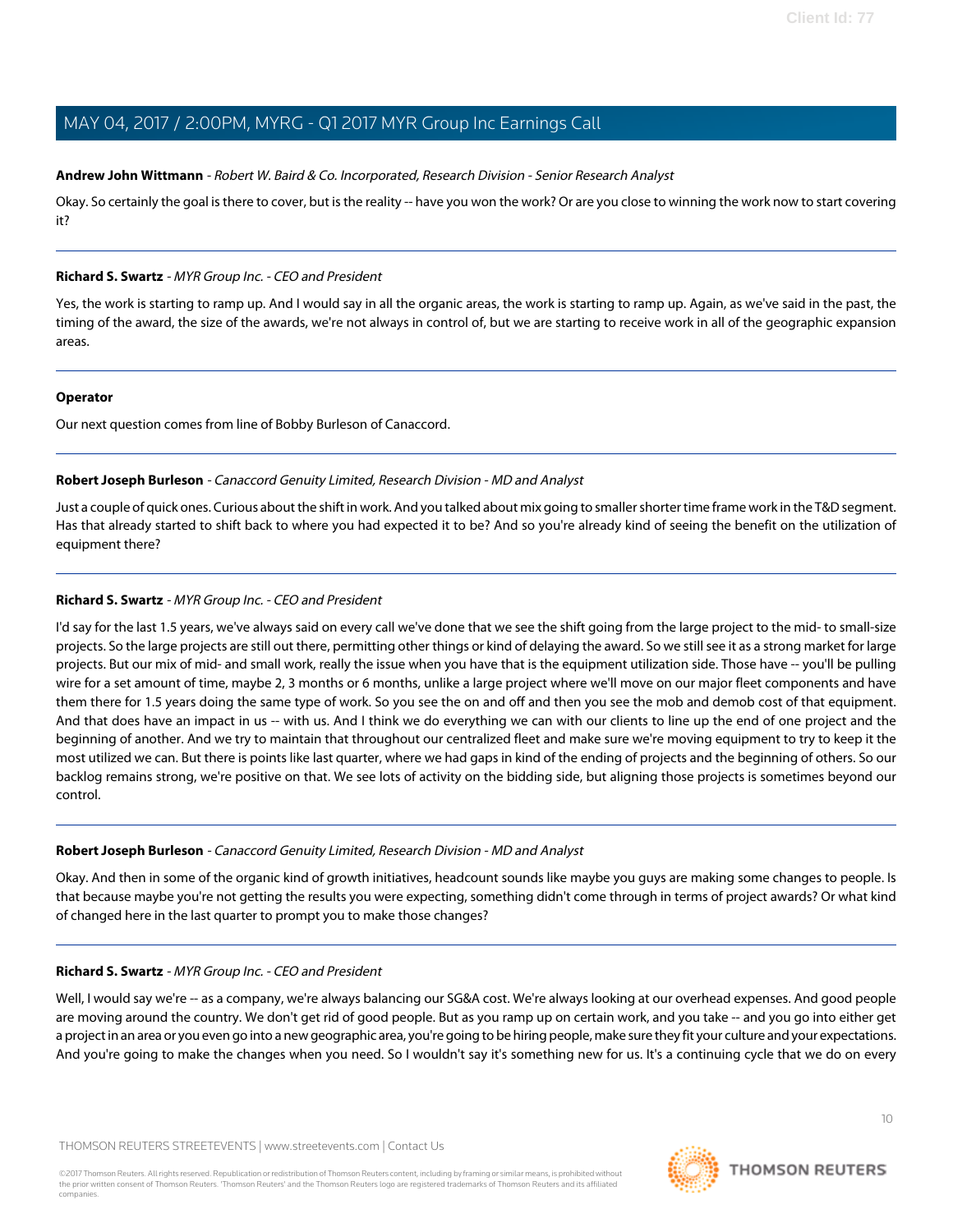**Andrew John Wittmann** - *Robert W. Baird & Co. Incorporated, Research Division - Senior Research Analyst*

Okay. So certainly the goal is there to cover, but is the reality -- have you won the work? Or are you close to winning the work now to start covering it?

---

**Richard S. Swartz** - *MYR Group Inc. - CEO and President*

Yes, the work is starting to ramp up. And I would say in all the organic areas, the work is starting to ramp up. Again, as we've said in the past, the timing of the award, the size of the awards, we're not always in control of, but we are starting to receive work in all of the geographic expansion areas.

---

**Operator**

Our next question comes from line of Bobby Burleson of Canaccord.

---

**Robert Joseph Burleson** - *Canaccord Genuity Limited, Research Division - MD and Analyst*

Just a couple of quick ones. Curious about the shift in work. And you talked about mix going to smaller shorter time frame work in the T&D segment. Has that already started to shift back to where you had expected it to be? And so you're already kind of seeing the benefit on the utilization of equipment there?

---

**Richard S. Swartz** - *MYR Group Inc. - CEO and President*

I'd say for the last 1.5 years, we've always said on every call we've done that we see the shift going from the large project to the mid- to small-size projects. So the large projects are still out there, permitting other things or kind of delaying the award. So we still see it as a strong market for large projects. But our mix of mid- and small work, really the issue when you have that is the equipment utilization side. Those have -- you'll be pulling wire for a set amount of time, maybe 2, 3 months or 6 months, unlike a large project where we'll move on our major fleet components and have them there for 1.5 years doing the same type of work. So you see the on and off and then you see the mob and demob cost of that equipment. And that does have an impact in us -- with us. And I think we do everything we can with our clients to line up the end of one project and the beginning of another. And we try to maintain that throughout our centralized fleet and make sure we're moving equipment to try to keep it the most utilized we can. But there is points like last quarter, where we had gaps in kind of the ending of projects and the beginning of others. So our backlog remains strong, we're positive on that. We see lots of activity on the bidding side, but aligning those projects is sometimes beyond our control.

---

**Robert Joseph Burleson** - *Canaccord Genuity Limited, Research Division - MD and Analyst*

Okay. And then in some of the organic kind of growth initiatives, headcount sounds like maybe you guys are making some changes to people. Is that because maybe you're not getting the results you were expecting, something didn't come through in terms of project awards? Or what kind of changed here in the last quarter to prompt you to make those changes?

---

**Richard S. Swartz** - *MYR Group Inc. - CEO and President*

Well, I would say we're -- as a company, we're always balancing our SG&A cost. We're always looking at our overhead expenses. And good people are moving around the country. We don't get rid of good people. But as you ramp up on certain work, and you take -- and you go into either get a project in an area or you even go into a new geographic area, you're going to be hiring people, make sure they fit your culture and your expectations. And you're going to make the changes when you need. So I wouldn't say it's something new for us. It's a continuing cycle that we do on every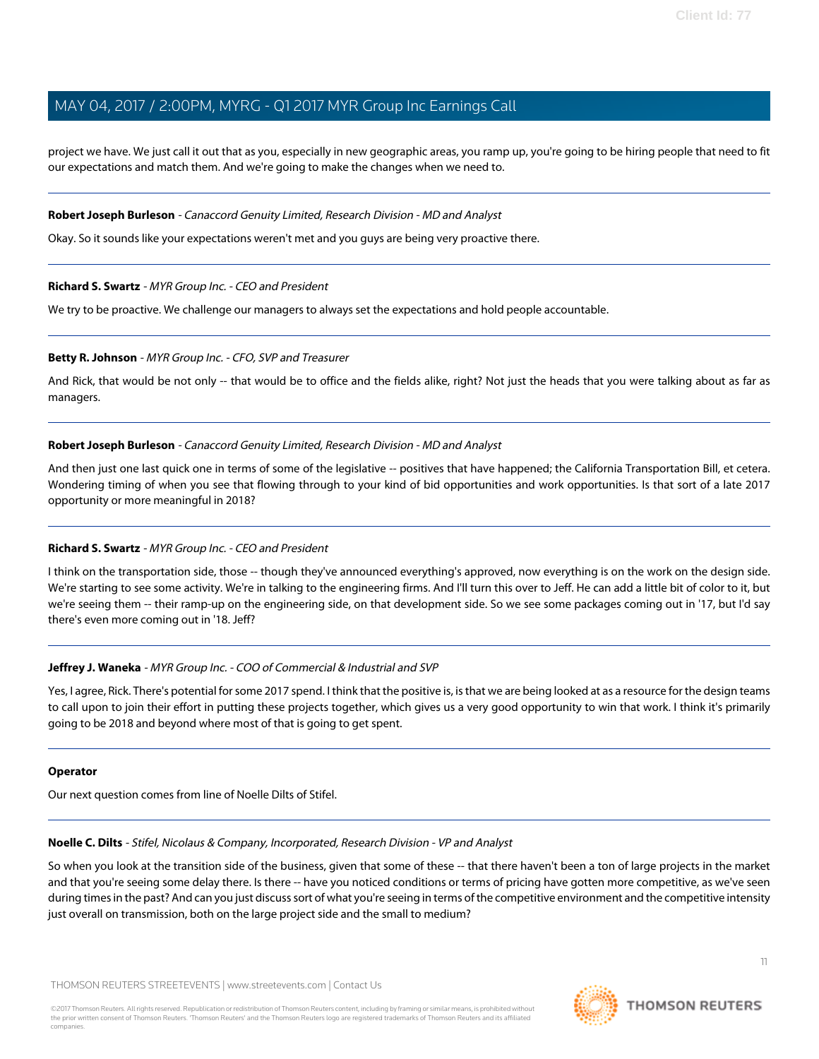project we have. We just call it out that as you, especially in new geographic areas, you ramp up, you're going to be hiring people that need to fit our expectations and match them. And we're going to make the changes when we need to.

---

**Robert Joseph Burleson** - *Canaccord Genuity Limited, Research Division - MD and Analyst*

Okay. So it sounds like your expectations weren't met and you guys are being very proactive there.

---

**Richard S. Swartz** - *MYR Group Inc. - CEO and President*

We try to be proactive. We challenge our managers to always set the expectations and hold people accountable.

---

**Betty R. Johnson** - *MYR Group Inc. - CFO, SVP and Treasurer*

And Rick, that would be not only -- that would be to office and the fields alike, right? Not just the heads that you were talking about as far as managers.

---

**Robert Joseph Burleson** - *Canaccord Genuity Limited, Research Division - MD and Analyst*

And then just one last quick one in terms of some of the legislative -- positives that have happened; the California Transportation Bill, et cetera. Wondering timing of when you see that flowing through to your kind of bid opportunities and work opportunities. Is that sort of a late 2017 opportunity or more meaningful in 2018?

---

**Richard S. Swartz** - *MYR Group Inc. - CEO and President*

I think on the transportation side, those -- though they've announced everything's approved, now everything is on the work on the design side. We're starting to see some activity. We're in talking to the engineering firms. And I'll turn this over to Jeff. He can add a little bit of color to it, but we're seeing them -- their ramp-up on the engineering side, on that development side. So we see some packages coming out in '17, but I'd say there's even more coming out in '18. Jeff?

---

**Jeffrey J. Waneka** - *MYR Group Inc. - COO of Commercial & Industrial and SVP*

Yes, I agree, Rick. There's potential for some 2017 spend. I think that the positive is, is that we are being looked at as a resource for the design teams to call upon to join their effort in putting these projects together, which gives us a very good opportunity to win that work. I think it's primarily going to be 2018 and beyond where most of that is going to get spent.

---

**Operator**

Our next question comes from line of Noelle Dilts of Stifel.

---

**Noelle C. Dilts** - *Stifel, Nicolaus & Company, Incorporated, Research Division - VP and Analyst*

So when you look at the transition side of the business, given that some of these -- that there haven't been a ton of large projects in the market and that you're seeing some delay there. Is there -- have you noticed conditions or terms of pricing have gotten more competitive, as we've seen during times in the past? And can you just discuss sort of what you're seeing in terms of the competitive environment and the competitive intensity just overall on transmission, both on the large project side and the small to medium?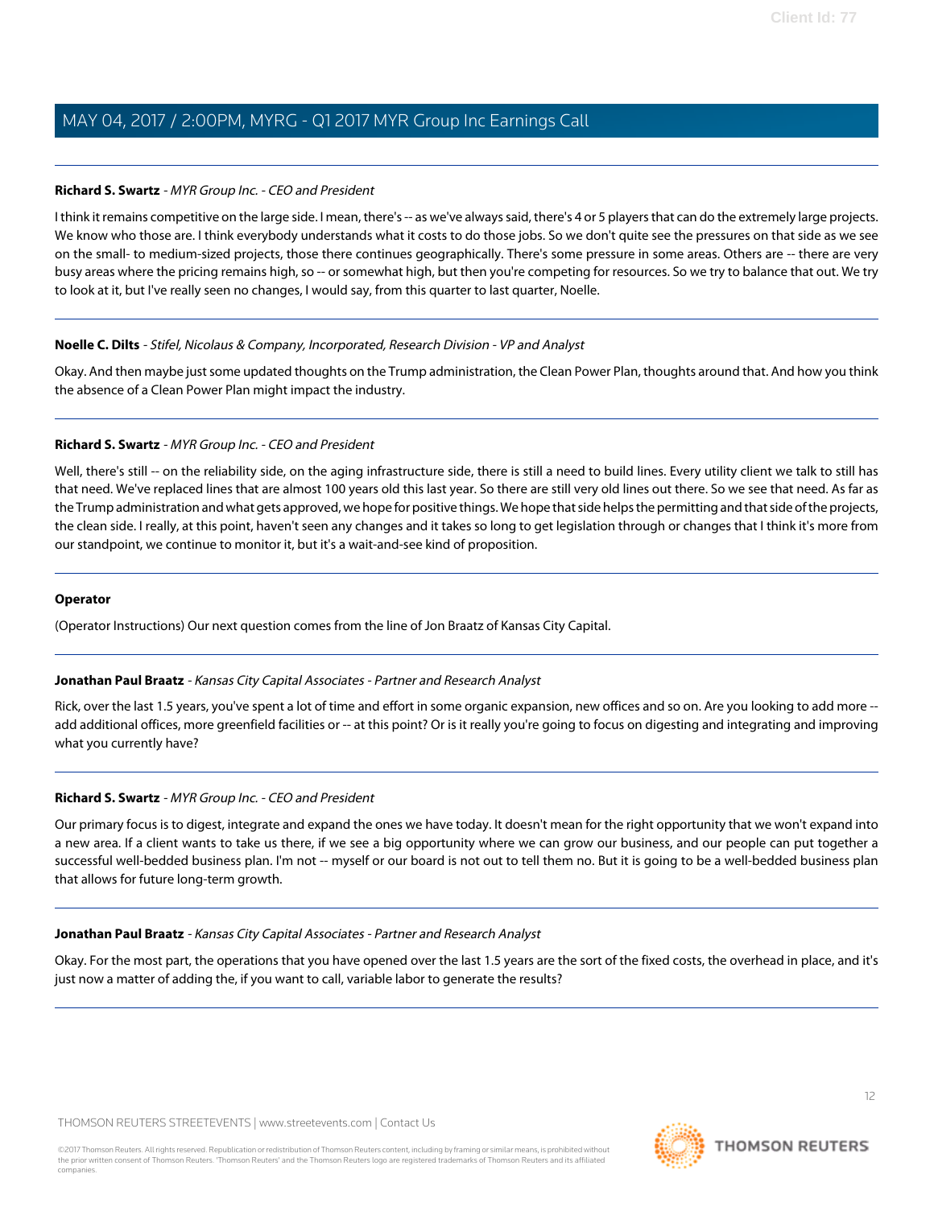**Richard S. Swartz** - *MYR Group Inc. - CEO and President*

I think it remains competitive on the large side. I mean, there's -- as we've always said, there's 4 or 5 players that can do the extremely large projects. We know who those are. I think everybody understands what it costs to do those jobs. So we don't quite see the pressures on that side as we see on the small- to medium-sized projects, those there continues geographically. There's some pressure in some areas. Others are -- there are very busy areas where the pricing remains high, so -- or somewhat high, but then you're competing for resources. So we try to balance that out. We try to look at it, but I've really seen no changes, I would say, from this quarter to last quarter, Noelle.

---

**Noelle C. Dilts** - *Stifel, Nicolaus & Company, Incorporated, Research Division - VP and Analyst*

Okay. And then maybe just some updated thoughts on the Trump administration, the Clean Power Plan, thoughts around that. And how you think the absence of a Clean Power Plan might impact the industry.

---

**Richard S. Swartz** - *MYR Group Inc. - CEO and President*

Well, there's still -- on the reliability side, on the aging infrastructure side, there is still a need to build lines. Every utility client we talk to still has that need. We've replaced lines that are almost 100 years old this last year. So there are still very old lines out there. So we see that need. As far as the Trump administration and what gets approved, we hope for positive things. We hope that side helps the permitting and that side of the projects, the clean side. I really, at this point, haven't seen any changes and it takes so long to get legislation through or changes that I think it's more from our standpoint, we continue to monitor it, but it's a wait-and-see kind of proposition.

---

**Operator**

(Operator Instructions) Our next question comes from the line of Jon Braatz of Kansas City Capital.

---

**Jonathan Paul Braatz** - *Kansas City Capital Associates - Partner and Research Analyst*

Rick, over the last 1.5 years, you've spent a lot of time and effort in some organic expansion, new offices and so on. Are you looking to add more -- add additional offices, more greenfield facilities or -- at this point? Or is it really you're going to focus on digesting and integrating and improving what you currently have?

---

**Richard S. Swartz** - *MYR Group Inc. - CEO and President*

Our primary focus is to digest, integrate and expand the ones we have today. It doesn't mean for the right opportunity that we won't expand into a new area. If a client wants to take us there, if we see a big opportunity where we can grow our business, and our people can put together a successful well-bedded business plan. I'm not -- myself or our board is not out to tell them no. But it is going to be a well-bedded business plan that allows for future long-term growth.

---

**Jonathan Paul Braatz** - *Kansas City Capital Associates - Partner and Research Analyst*

Okay. For the most part, the operations that you have opened over the last 1.5 years are the sort of the fixed costs, the overhead in place, and it's just now a matter of adding the, if you want to call, variable labor to generate the results?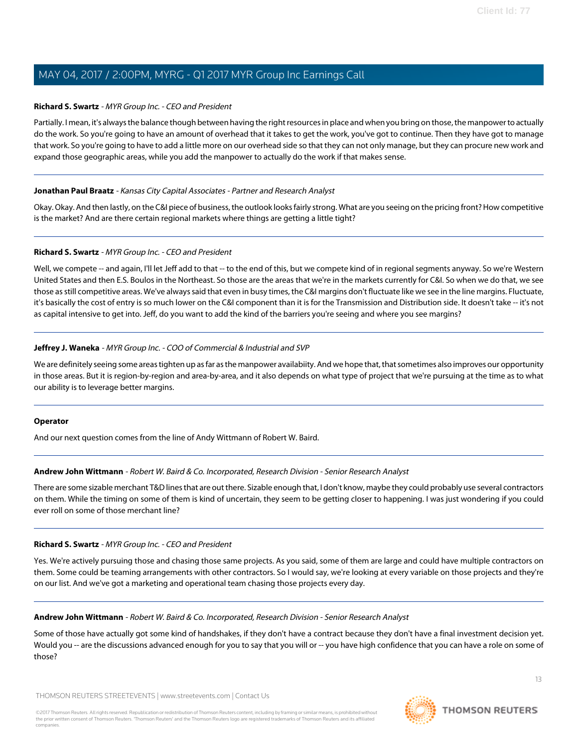**Richard S. Swartz** - *MYR Group Inc. - CEO and President*

Partially. I mean, it's always the balance though between having the right resources in place and when you bring on those, the manpower to actually do the work. So you're going to have an amount of overhead that it takes to get the work, you've got to continue. Then they have got to manage that work. So you're going to have to add a little more on our overhead side so that they can not only manage, but they can procure new work and expand those geographic areas, while you add the manpower to actually do the work if that makes sense.

---

**Jonathan Paul Braatz** - *Kansas City Capital Associates - Partner and Research Analyst*

Okay. Okay. And then lastly, on the C&I piece of business, the outlook looks fairly strong. What are you seeing on the pricing front? How competitive is the market? And are there certain regional markets where things are getting a little tight?

---

**Richard S. Swartz** - *MYR Group Inc. - CEO and President*

Well, we compete -- and again, I'll let Jeff add to that -- to the end of this, but we compete kind of in regional segments anyway. So we're Western United States and then E.S. Boulos in the Northeast. So those are the areas that we're in the markets currently for C&I. So when we do that, we see those as still competitive areas. We've always said that even in busy times, the C&I margins don't fluctuate like we see in the line margins. Fluctuate, it's basically the cost of entry is so much lower on the C&I component than it is for the Transmission and Distribution side. It doesn't take -- it's not as capital intensive to get into. Jeff, do you want to add the kind of the barriers you're seeing and where you see margins?

---

**Jeffrey J. Waneka** - *MYR Group Inc. - COO of Commercial & Industrial and SVP*

We are definitely seeing some areas tighten up as far as the manpower availabiity. And we hope that, that sometimes also improves our opportunity in those areas. But it is region-by-region and area-by-area, and it also depends on what type of project that we're pursuing at the time as to what our ability is to leverage better margins.

---

**Operator**

And our next question comes from the line of Andy Wittmann of Robert W. Baird.

---

**Andrew John Wittmann** - *Robert W. Baird & Co. Incorporated, Research Division - Senior Research Analyst*

There are some sizable merchant T&D lines that are out there. Sizable enough that, I don't know, maybe they could probably use several contractors on them. While the timing on some of them is kind of uncertain, they seem to be getting closer to happening. I was just wondering if you could ever roll on some of those merchant line?

---

**Richard S. Swartz** - *MYR Group Inc. - CEO and President*

Yes. We're actively pursuing those and chasing those same projects. As you said, some of them are large and could have multiple contractors on them. Some could be teaming arrangements with other contractors. So I would say, we're looking at every variable on those projects and they're on our list. And we've got a marketing and operational team chasing those projects every day.

---

**Andrew John Wittmann** - *Robert W. Baird & Co. Incorporated, Research Division - Senior Research Analyst*

Some of those have actually got some kind of handshakes, if they don't have a contract because they don't have a final investment decision yet. Would you -- are the discussions advanced enough for you to say that you will or -- you have high confidence that you can have a role on some of those?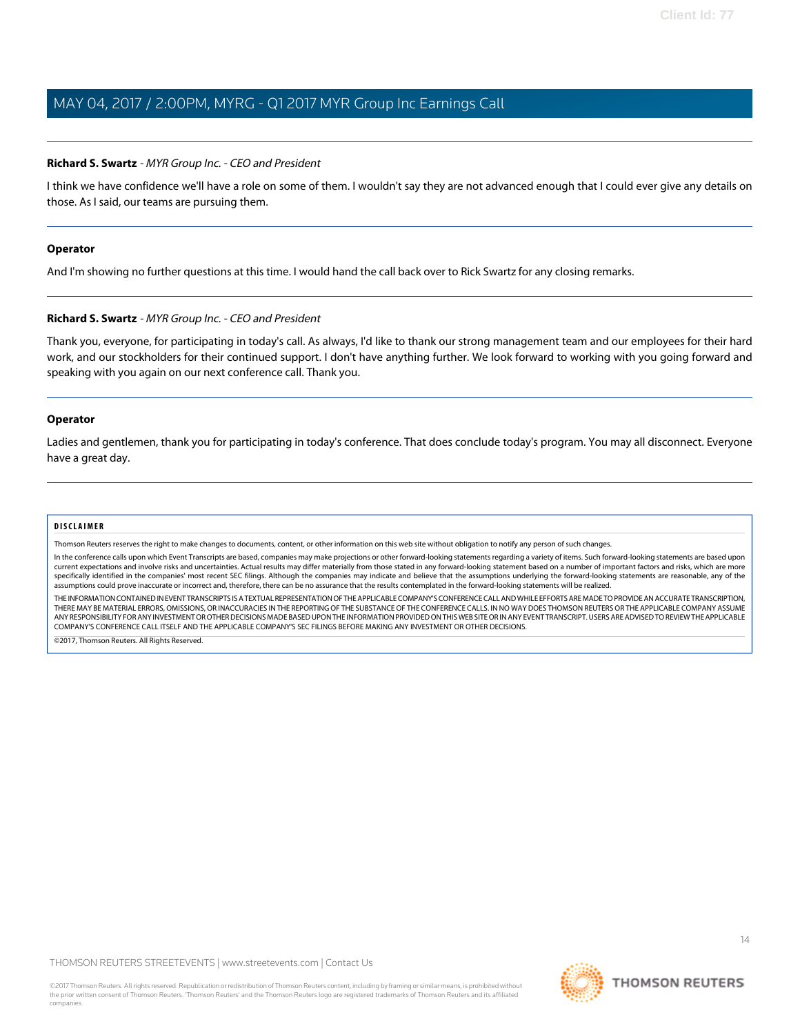**Richard S. Swartz** - *MYR Group Inc. - CEO and President*

I think we have confidence we'll have a role on some of them. I wouldn't say they are not advanced enough that I could ever give any details on those. As I said, our teams are pursuing them.

**Operator**

And I'm showing no further questions at this time. I would hand the call back over to Rick Swartz for any closing remarks.

**Richard S. Swartz** - *MYR Group Inc. - CEO and President*

Thank you, everyone, for participating in today's call. As always, I'd like to thank our strong management team and our employees for their hard work, and our stockholders for their continued support. I don't have anything further. We look forward to working with you going forward and speaking with you again on our next conference call. Thank you.

**Operator**

Ladies and gentlemen, thank you for participating in today's conference. That does conclude today's program. You may all disconnect. Everyone have a great day.

**DISCLAIMER**

Thomson Reuters reserves the right to make changes to documents, content, or other information on this web site without obligation to notify any person of such changes.

In the conference calls upon which Event Transcripts are based, companies may make projections or other forward-looking statements regarding a variety of items. Such forward-looking statements are based upon current expectations and involve risks and uncertainties. Actual results may differ materially from those stated in any forward-looking statement based on a number of important factors and risks, which are more specifically identified in the companies' most recent SEC filings. Although the companies may indicate and believe that the assumptions underlying the forward-looking statements are reasonable, any of the assumptions could prove inaccurate or incorrect and, therefore, there can be no assurance that the results contemplated in the forward-looking statements will be realized.

THE INFORMATION CONTAINED IN EVENT TRANSCRIPTS IS A TEXTUAL REPRESENTATION OF THE APPLICABLE COMPANY'S CONFERENCE CALL AND WHILE EFFORTS ARE MADE TO PROVIDE AN ACCURATE TRANSCRIPTION, THERE MAY BE MATERIAL ERRORS, OMISSIONS, OR INACCURACIES IN THE REPORTING OF THE SUBSTANCE OF THE CONFERENCE CALLS. IN NO WAY DOES THOMSON REUTERS OR THE APPLICABLE COMPANY ASSUME ANY RESPONSIBILITY FOR ANY INVESTMENT OR OTHER DECISIONS MADE BASED UPON THE INFORMATION PROVIDED ON THIS WEB SITE OR IN ANY EVENT TRANSCRIPT. USERS ARE ADVISED TO REVIEW THE APPLICABLE COMPANY'S CONFERENCE CALL ITSELF AND THE APPLICABLE COMPANY'S SEC FILINGS BEFORE MAKING ANY INVESTMENT OR OTHER DECISIONS.

©2017, Thomson Reuters. All Rights Reserved.